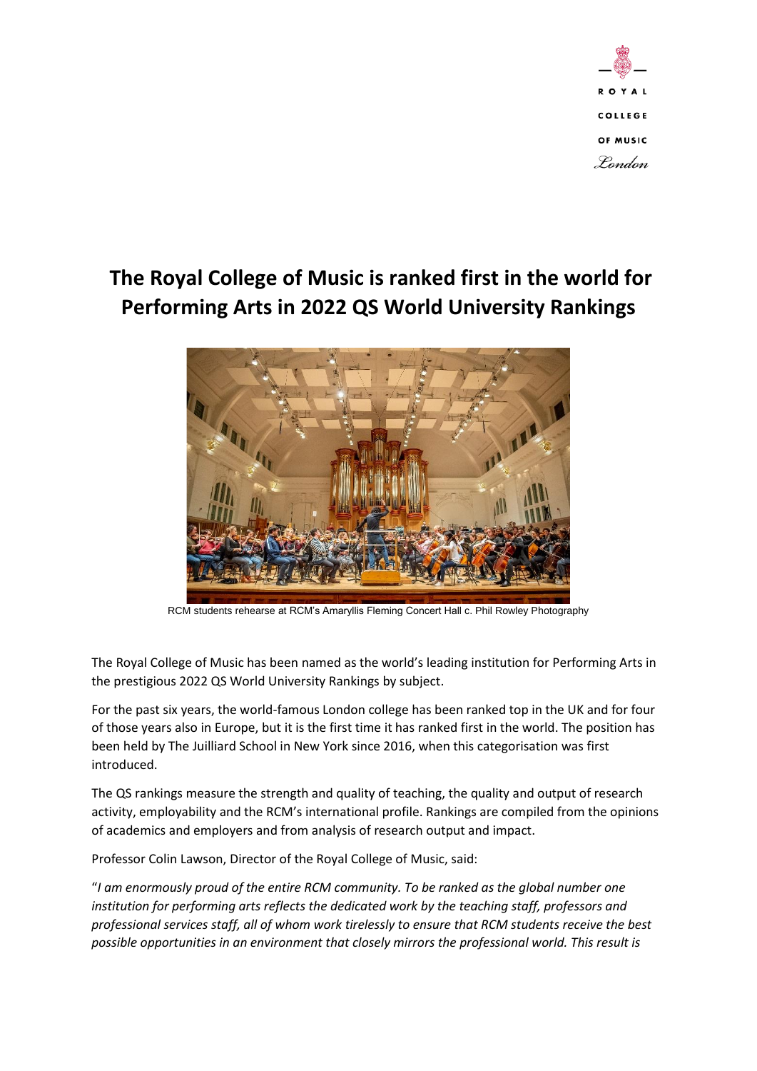# The Royal College of Music is ranked first in the world for Performing Arts in 2022 QS World University Rankings

RCM students rehearse at RCM's Amaryllis Fleming Concert Hall c. Phil Rowley Photography

The Royal College of Music has been named as the world's leading institution for Performing Arts in the prestigious 2022 QS World University Rankings by subject.

For the past six years, the world-famous London college has been ranked top in the UK and for four of those years also in Europe, but it is the first time it has ranked first in the world. The position has been held by The Juilliard School in New York since 2016, when this categorisation was first introduced.

The QS rankings measure the strength and quality of teaching, the quality and output of research activity, employability and the RCM's international profile. Rankings are compiled from the opinions of academics and employers and from analysis of research output and impact.

Professor Colin Lawson, Director of the Royal College of Music, said:

"*I am enormously proud of the entire RCM community. To be ranked as the global number one institution for performing arts reflects the dedicated work by the teaching staff, professors and professional services staff, all of whom work tirelessly to ensure that RCM students receive the best possible opportunities in an environment that closely mirrors the professional world. This result is*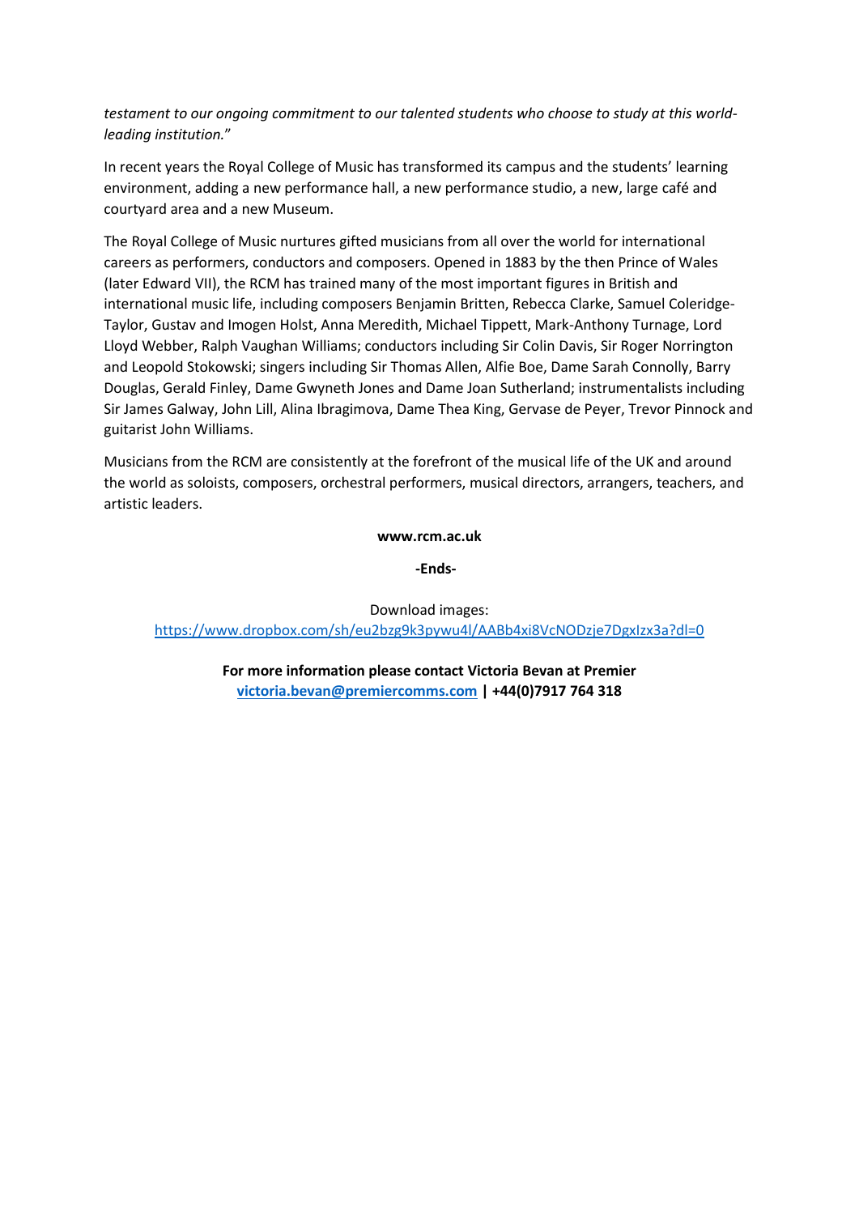*testament to our ongoing commitment to our talented students who choose to study at this world-leading institution.*"

In recent years the Royal College of Music has transformed its campus and the students' learning environment, adding a new performance hall, a new performance studio, a new, large café and courtyard area and a new Museum.

The Royal College of Music nurtures gifted musicians from all over the world for international careers as performers, conductors and composers. Opened in 1883 by the then Prince of Wales (later Edward VII), the RCM has trained many of the most important figures in British and international music life, including composers Benjamin Britten, Rebecca Clarke, Samuel Coleridge-Taylor, Gustav and Imogen Holst, Anna Meredith, Michael Tippett, Mark-Anthony Turnage, Lord Lloyd Webber, Ralph Vaughan Williams; conductors including Sir Colin Davis, Sir Roger Norrington and Leopold Stokowski; singers including Sir Thomas Allen, Alfie Boe, Dame Sarah Connolly, Barry Douglas, Gerald Finley, Dame Gwyneth Jones and Dame Joan Sutherland; instrumentalists including Sir James Galway, John Lill, Alina Ibragimova, Dame Thea King, Gervase de Peyer, Trevor Pinnock and guitarist John Williams.

Musicians from the RCM are consistently at the forefront of the musical life of the UK and around the world as soloists, composers, orchestral performers, musical directors, arrangers, teachers, and artistic leaders.

**www.rcm.ac.uk**

**-Ends-**

Download images:
https://www.dropbox.com/sh/eu2bzg9k3pywu4l/AABb4xi8VcNODzje7DgxIzx3a?dl=0

**For more information please contact Victoria Bevan at Premier**
**victoria.bevan@premiercomms.com | +44(0)7917 764 318**